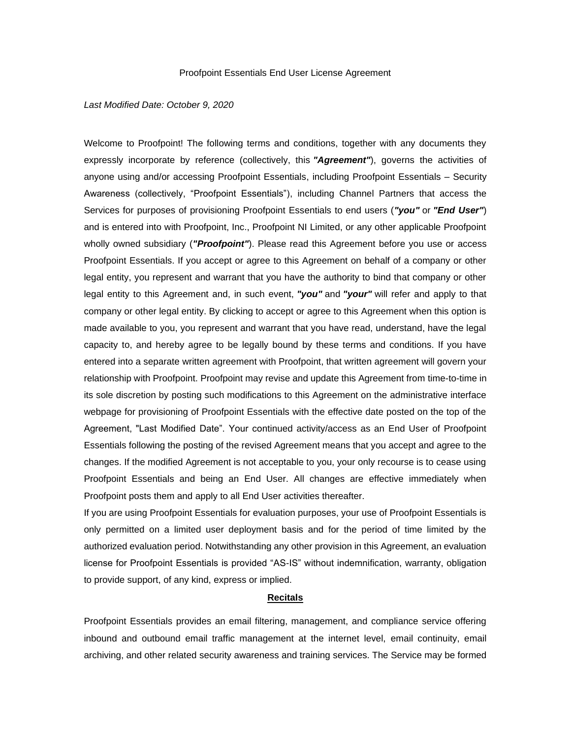# Proofpoint Essentials End User License Agreement

*Last Modified Date: October 9, 2020*

Welcome to Proofpoint! The following terms and conditions, together with any documents they expressly incorporate by reference (collectively, this ***"Agreement"***), governs the activities of anyone using and/or accessing Proofpoint Essentials, including Proofpoint Essentials – Security Awareness (collectively, "Proofpoint Essentials"), including Channel Partners that access the Services for purposes of provisioning Proofpoint Essentials to end users (***"you"*** or ***"End User"***) and is entered into with Proofpoint, Inc., Proofpoint NI Limited, or any other applicable Proofpoint wholly owned subsidiary (***"Proofpoint"***). Please read this Agreement before you use or access Proofpoint Essentials. If you accept or agree to this Agreement on behalf of a company or other legal entity, you represent and warrant that you have the authority to bind that company or other legal entity to this Agreement and, in such event, ***"you"*** and ***"your"*** will refer and apply to that company or other legal entity. By clicking to accept or agree to this Agreement when this option is made available to you, you represent and warrant that you have read, understand, have the legal capacity to, and hereby agree to be legally bound by these terms and conditions. If you have entered into a separate written agreement with Proofpoint, that written agreement will govern your relationship with Proofpoint. Proofpoint may revise and update this Agreement from time-to-time in its sole discretion by posting such modifications to this Agreement on the administrative interface webpage for provisioning of Proofpoint Essentials with the effective date posted on the top of the Agreement, "Last Modified Date". Your continued activity/access as an End User of Proofpoint Essentials following the posting of the revised Agreement means that you accept and agree to the changes. If the modified Agreement is not acceptable to you, your only recourse is to cease using Proofpoint Essentials and being an End User. All changes are effective immediately when Proofpoint posts them and apply to all End User activities thereafter.

If you are using Proofpoint Essentials for evaluation purposes, your use of Proofpoint Essentials is only permitted on a limited user deployment basis and for the period of time limited by the authorized evaluation period. Notwithstanding any other provision in this Agreement, an evaluation license for Proofpoint Essentials is provided "AS-IS" without indemnification, warranty, obligation to provide support, of any kind, express or implied.

## Recitals

Proofpoint Essentials provides an email filtering, management, and compliance service offering inbound and outbound email traffic management at the internet level, email continuity, email archiving, and other related security awareness and training services. The Service may be formed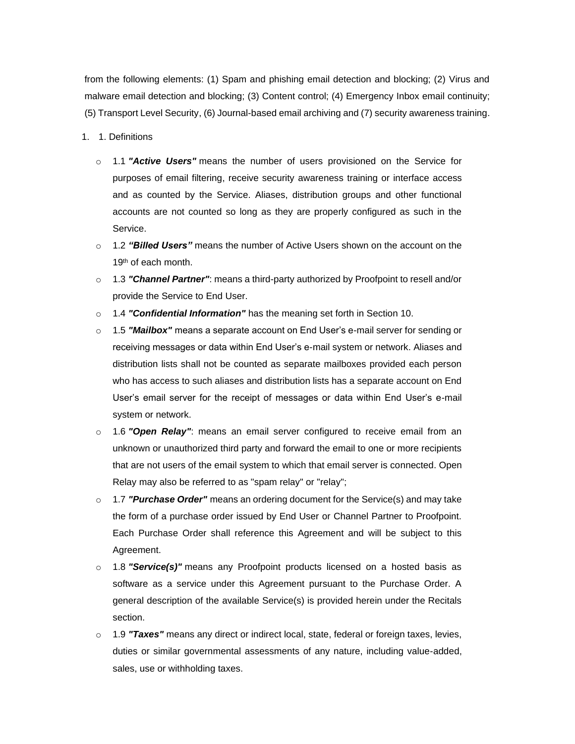from the following elements: (1) Spam and phishing email detection and blocking; (2) Virus and malware email detection and blocking; (3) Content control; (4) Emergency Inbox email continuity; (5) Transport Level Security, (6) Journal-based email archiving and (7) security awareness training.

1. 1. Definitions

   - 1.1 ***"Active Users"*** means the number of users provisioned on the Service for purposes of email filtering, receive security awareness training or interface access and as counted by the Service. Aliases, distribution groups and other functional accounts are not counted so long as they are properly configured as such in the Service.
   - 1.2 ***"Billed Users"*** means the number of Active Users shown on the account on the 19th of each month.
   - 1.3 ***"Channel Partner"***: means a third-party authorized by Proofpoint to resell and/or provide the Service to End User.
   - 1.4 ***"Confidential Information"*** has the meaning set forth in Section 10.
   - 1.5 ***"Mailbox"*** means a separate account on End User's e-mail server for sending or receiving messages or data within End User's e-mail system or network. Aliases and distribution lists shall not be counted as separate mailboxes provided each person who has access to such aliases and distribution lists has a separate account on End User's email server for the receipt of messages or data within End User's e-mail system or network.
   - 1.6 ***"Open Relay"***: means an email server configured to receive email from an unknown or unauthorized third party and forward the email to one or more recipients that are not users of the email system to which that email server is connected. Open Relay may also be referred to as "spam relay" or "relay";
   - 1.7 ***"Purchase Order"*** means an ordering document for the Service(s) and may take the form of a purchase order issued by End User or Channel Partner to Proofpoint. Each Purchase Order shall reference this Agreement and will be subject to this Agreement.
   - 1.8 ***"Service(s)"*** means any Proofpoint products licensed on a hosted basis as software as a service under this Agreement pursuant to the Purchase Order. A general description of the available Service(s) is provided herein under the Recitals section.
   - 1.9 ***"Taxes"*** means any direct or indirect local, state, federal or foreign taxes, levies, duties or similar governmental assessments of any nature, including value-added, sales, use or withholding taxes.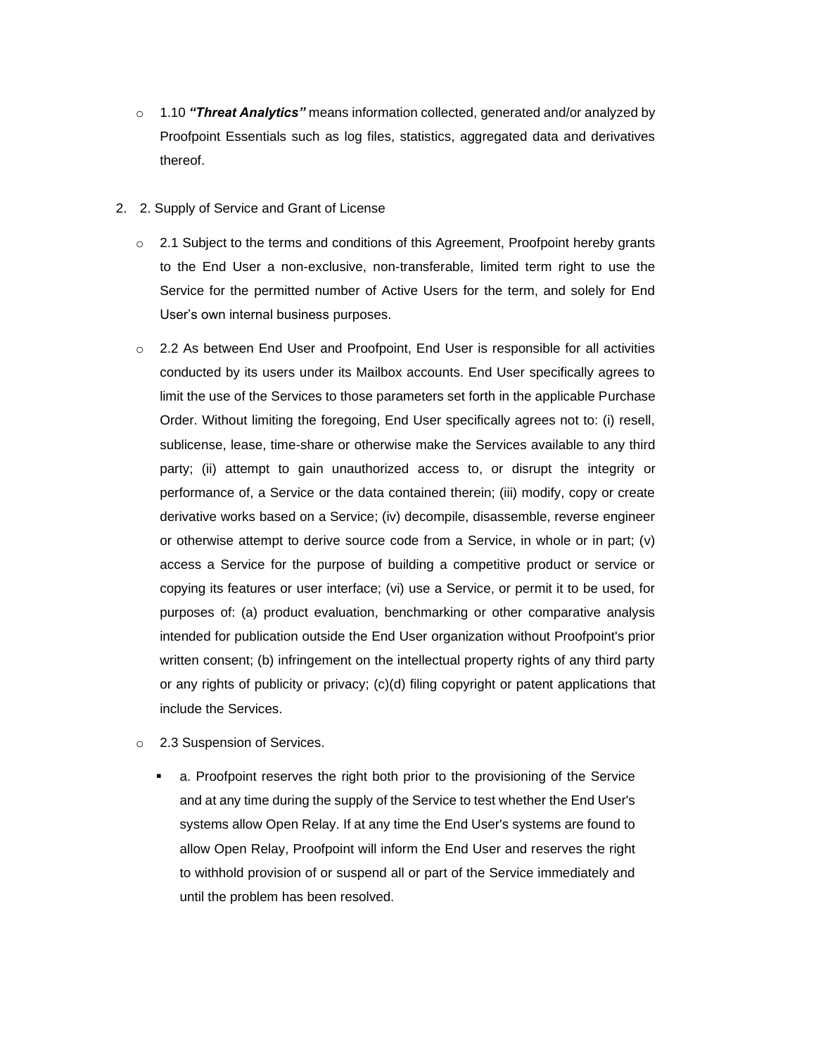- 1.10 ***"Threat Analytics"*** means information collected, generated and/or analyzed by Proofpoint Essentials such as log files, statistics, aggregated data and derivatives thereof.

2. 2. Supply of Service and Grant of License

   - 2.1 Subject to the terms and conditions of this Agreement, Proofpoint hereby grants to the End User a non-exclusive, non-transferable, limited term right to use the Service for the permitted number of Active Users for the term, and solely for End User's own internal business purposes.

   - 2.2 As between End User and Proofpoint, End User is responsible for all activities conducted by its users under its Mailbox accounts. End User specifically agrees to limit the use of the Services to those parameters set forth in the applicable Purchase Order. Without limiting the foregoing, End User specifically agrees not to: (i) resell, sublicense, lease, time-share or otherwise make the Services available to any third party; (ii) attempt to gain unauthorized access to, or disrupt the integrity or performance of, a Service or the data contained therein; (iii) modify, copy or create derivative works based on a Service; (iv) decompile, disassemble, reverse engineer or otherwise attempt to derive source code from a Service, in whole or in part; (v) access a Service for the purpose of building a competitive product or service or copying its features or user interface; (vi) use a Service, or permit it to be used, for purposes of: (a) product evaluation, benchmarking or other comparative analysis intended for publication outside the End User organization without Proofpoint's prior written consent; (b) infringement on the intellectual property rights of any third party or any rights of publicity or privacy; (c)(d) filing copyright or patent applications that include the Services.

   - 2.3 Suspension of Services.

     - a. Proofpoint reserves the right both prior to the provisioning of the Service and at any time during the supply of the Service to test whether the End User's systems allow Open Relay. If at any time the End User's systems are found to allow Open Relay, Proofpoint will inform the End User and reserves the right to withhold provision of or suspend all or part of the Service immediately and until the problem has been resolved.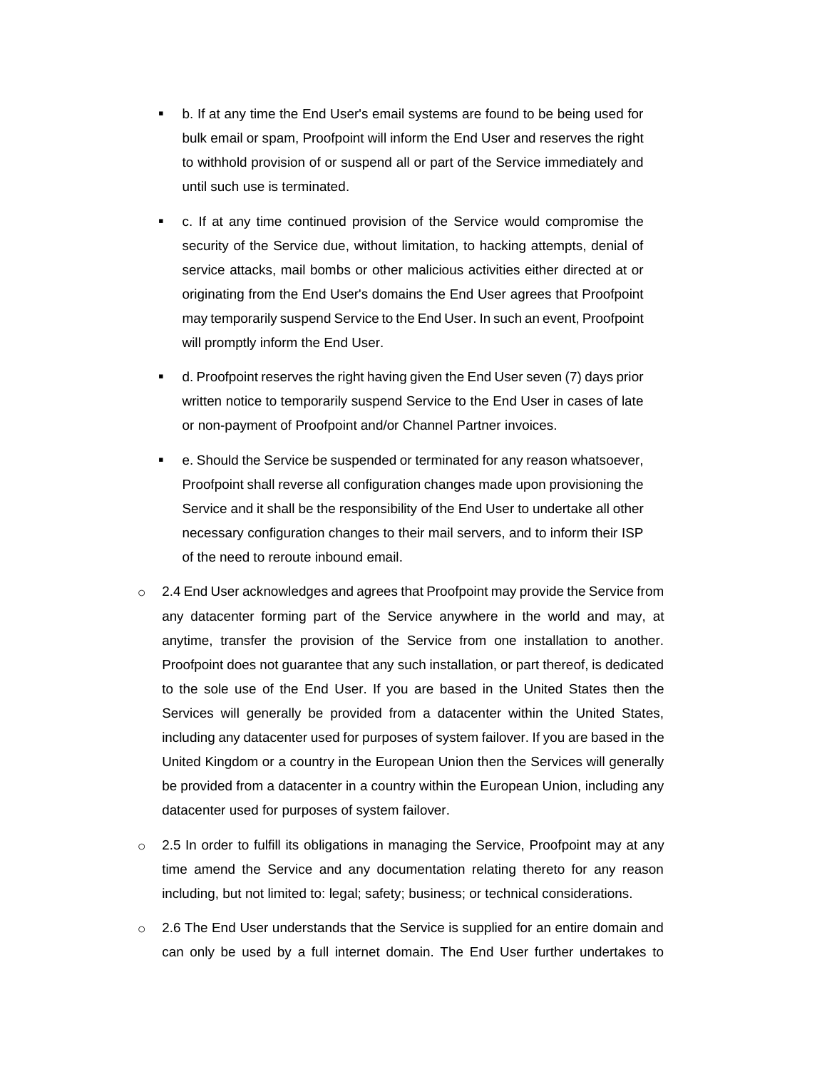- b. If at any time the End User's email systems are found to be being used for bulk email or spam, Proofpoint will inform the End User and reserves the right to withhold provision of or suspend all or part of the Service immediately and until such use is terminated.
- c. If at any time continued provision of the Service would compromise the security of the Service due, without limitation, to hacking attempts, denial of service attacks, mail bombs or other malicious activities either directed at or originating from the End User's domains the End User agrees that Proofpoint may temporarily suspend Service to the End User. In such an event, Proofpoint will promptly inform the End User.
- d. Proofpoint reserves the right having given the End User seven (7) days prior written notice to temporarily suspend Service to the End User in cases of late or non-payment of Proofpoint and/or Channel Partner invoices.
- e. Should the Service be suspended or terminated for any reason whatsoever, Proofpoint shall reverse all configuration changes made upon provisioning the Service and it shall be the responsibility of the End User to undertake all other necessary configuration changes to their mail servers, and to inform their ISP of the need to reroute inbound email.

- 2.4 End User acknowledges and agrees that Proofpoint may provide the Service from any datacenter forming part of the Service anywhere in the world and may, at anytime, transfer the provision of the Service from one installation to another. Proofpoint does not guarantee that any such installation, or part thereof, is dedicated to the sole use of the End User. If you are based in the United States then the Services will generally be provided from a datacenter within the United States, including any datacenter used for purposes of system failover. If you are based in the United Kingdom or a country in the European Union then the Services will generally be provided from a datacenter in a country within the European Union, including any datacenter used for purposes of system failover.
- 2.5 In order to fulfill its obligations in managing the Service, Proofpoint may at any time amend the Service and any documentation relating thereto for any reason including, but not limited to: legal; safety; business; or technical considerations.
- 2.6 The End User understands that the Service is supplied for an entire domain and can only be used by a full internet domain. The End User further undertakes to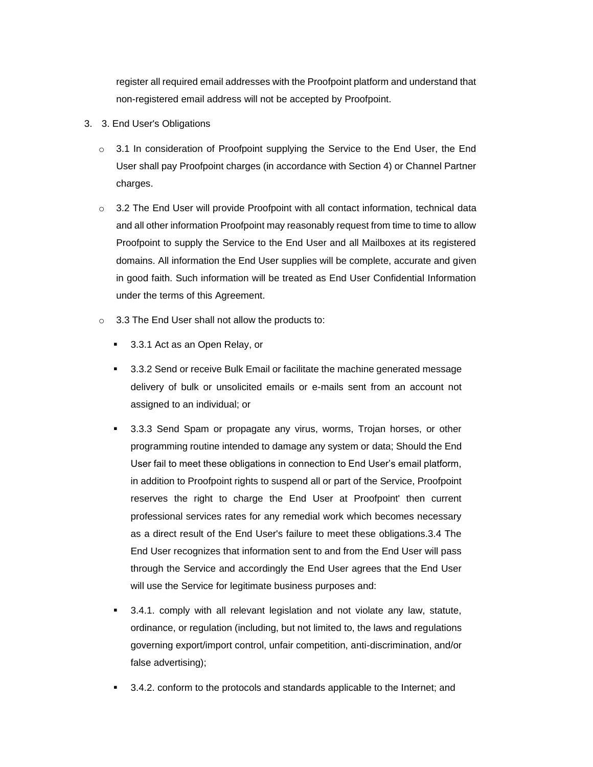register all required email addresses with the Proofpoint platform and understand that non-registered email address will not be accepted by Proofpoint.

3. 3. End User's Obligations

   - 3.1 In consideration of Proofpoint supplying the Service to the End User, the End User shall pay Proofpoint charges (in accordance with Section 4) or Channel Partner charges.
   - 3.2 The End User will provide Proofpoint with all contact information, technical data and all other information Proofpoint may reasonably request from time to time to allow Proofpoint to supply the Service to the End User and all Mailboxes at its registered domains. All information the End User supplies will be complete, accurate and given in good faith. Such information will be treated as End User Confidential Information under the terms of this Agreement.
   - 3.3 The End User shall not allow the products to:
     - 3.3.1 Act as an Open Relay, or
     - 3.3.2 Send or receive Bulk Email or facilitate the machine generated message delivery of bulk or unsolicited emails or e-mails sent from an account not assigned to an individual; or
     - 3.3.3 Send Spam or propagate any virus, worms, Trojan horses, or other programming routine intended to damage any system or data; Should the End User fail to meet these obligations in connection to End User's email platform, in addition to Proofpoint rights to suspend all or part of the Service, Proofpoint reserves the right to charge the End User at Proofpoint' then current professional services rates for any remedial work which becomes necessary as a direct result of the End User's failure to meet these obligations.3.4 The End User recognizes that information sent to and from the End User will pass through the Service and accordingly the End User agrees that the End User will use the Service for legitimate business purposes and:
     - 3.4.1. comply with all relevant legislation and not violate any law, statute, ordinance, or regulation (including, but not limited to, the laws and regulations governing export/import control, unfair competition, anti-discrimination, and/or false advertising);
     - 3.4.2. conform to the protocols and standards applicable to the Internet; and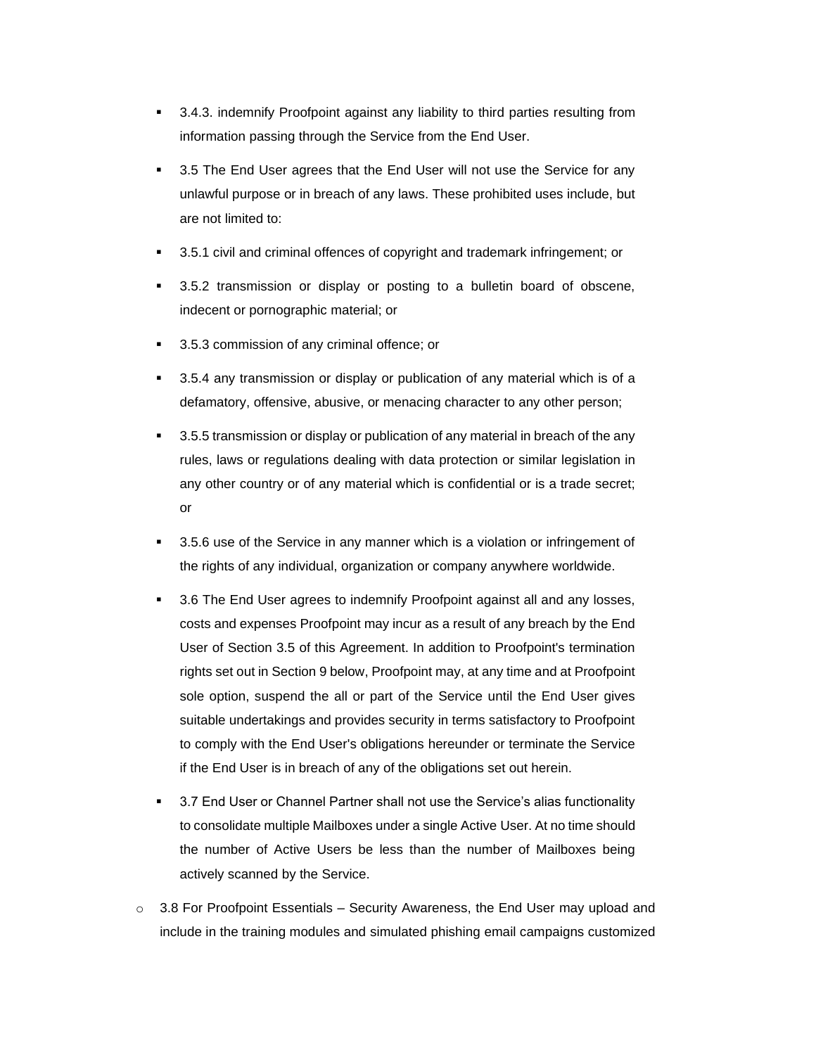- 3.4.3. indemnify Proofpoint against any liability to third parties resulting from information passing through the Service from the End User.
- 3.5 The End User agrees that the End User will not use the Service for any unlawful purpose or in breach of any laws. These prohibited uses include, but are not limited to:
- 3.5.1 civil and criminal offences of copyright and trademark infringement; or
- 3.5.2 transmission or display or posting to a bulletin board of obscene, indecent or pornographic material; or
- 3.5.3 commission of any criminal offence; or
- 3.5.4 any transmission or display or publication of any material which is of a defamatory, offensive, abusive, or menacing character to any other person;
- 3.5.5 transmission or display or publication of any material in breach of the any rules, laws or regulations dealing with data protection or similar legislation in any other country or of any material which is confidential or is a trade secret; or
- 3.5.6 use of the Service in any manner which is a violation or infringement of the rights of any individual, organization or company anywhere worldwide.
- 3.6 The End User agrees to indemnify Proofpoint against all and any losses, costs and expenses Proofpoint may incur as a result of any breach by the End User of Section 3.5 of this Agreement. In addition to Proofpoint's termination rights set out in Section 9 below, Proofpoint may, at any time and at Proofpoint sole option, suspend the all or part of the Service until the End User gives suitable undertakings and provides security in terms satisfactory to Proofpoint to comply with the End User's obligations hereunder or terminate the Service if the End User is in breach of any of the obligations set out herein.
- 3.7 End User or Channel Partner shall not use the Service's alias functionality to consolidate multiple Mailboxes under a single Active User. At no time should the number of Active Users be less than the number of Mailboxes being actively scanned by the Service.

- 3.8 For Proofpoint Essentials – Security Awareness, the End User may upload and include in the training modules and simulated phishing email campaigns customized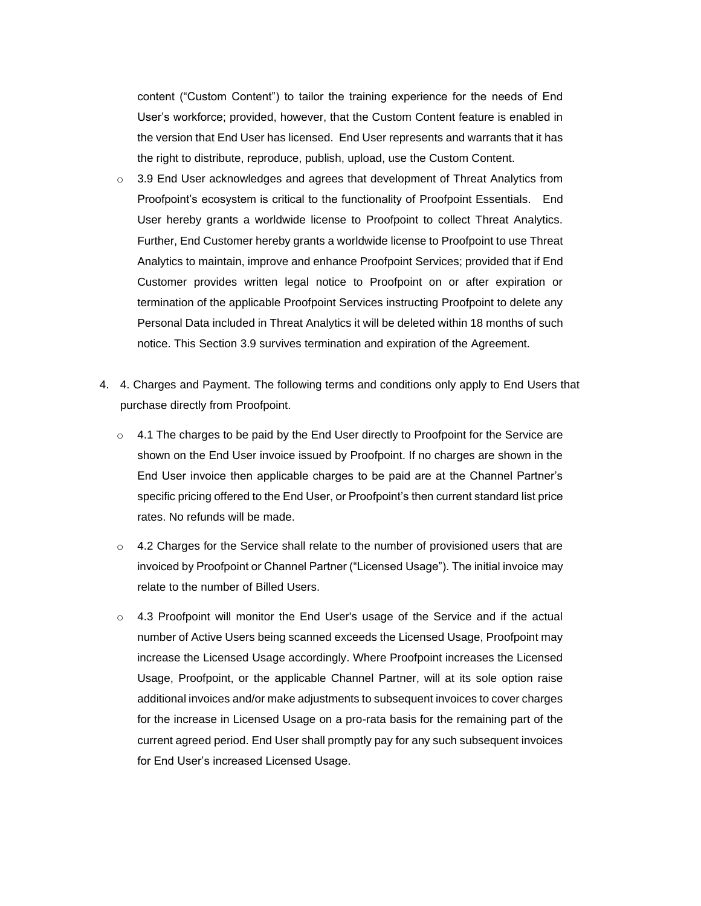content ("Custom Content") to tailor the training experience for the needs of End User's workforce; provided, however, that the Custom Content feature is enabled in the version that End User has licensed. End User represents and warrants that it has the right to distribute, reproduce, publish, upload, use the Custom Content.

- 3.9 End User acknowledges and agrees that development of Threat Analytics from Proofpoint's ecosystem is critical to the functionality of Proofpoint Essentials. End User hereby grants a worldwide license to Proofpoint to collect Threat Analytics. Further, End Customer hereby grants a worldwide license to Proofpoint to use Threat Analytics to maintain, improve and enhance Proofpoint Services; provided that if End Customer provides written legal notice to Proofpoint on or after expiration or termination of the applicable Proofpoint Services instructing Proofpoint to delete any Personal Data included in Threat Analytics it will be deleted within 18 months of such notice. This Section 3.9 survives termination and expiration of the Agreement.

4. 4. Charges and Payment. The following terms and conditions only apply to End Users that purchase directly from Proofpoint.

   - 4.1 The charges to be paid by the End User directly to Proofpoint for the Service are shown on the End User invoice issued by Proofpoint. If no charges are shown in the End User invoice then applicable charges to be paid are at the Channel Partner's specific pricing offered to the End User, or Proofpoint's then current standard list price rates. No refunds will be made.

   - 4.2 Charges for the Service shall relate to the number of provisioned users that are invoiced by Proofpoint or Channel Partner ("Licensed Usage"). The initial invoice may relate to the number of Billed Users.

   - 4.3 Proofpoint will monitor the End User's usage of the Service and if the actual number of Active Users being scanned exceeds the Licensed Usage, Proofpoint may increase the Licensed Usage accordingly. Where Proofpoint increases the Licensed Usage, Proofpoint, or the applicable Channel Partner, will at its sole option raise additional invoices and/or make adjustments to subsequent invoices to cover charges for the increase in Licensed Usage on a pro-rata basis for the remaining part of the current agreed period. End User shall promptly pay for any such subsequent invoices for End User's increased Licensed Usage.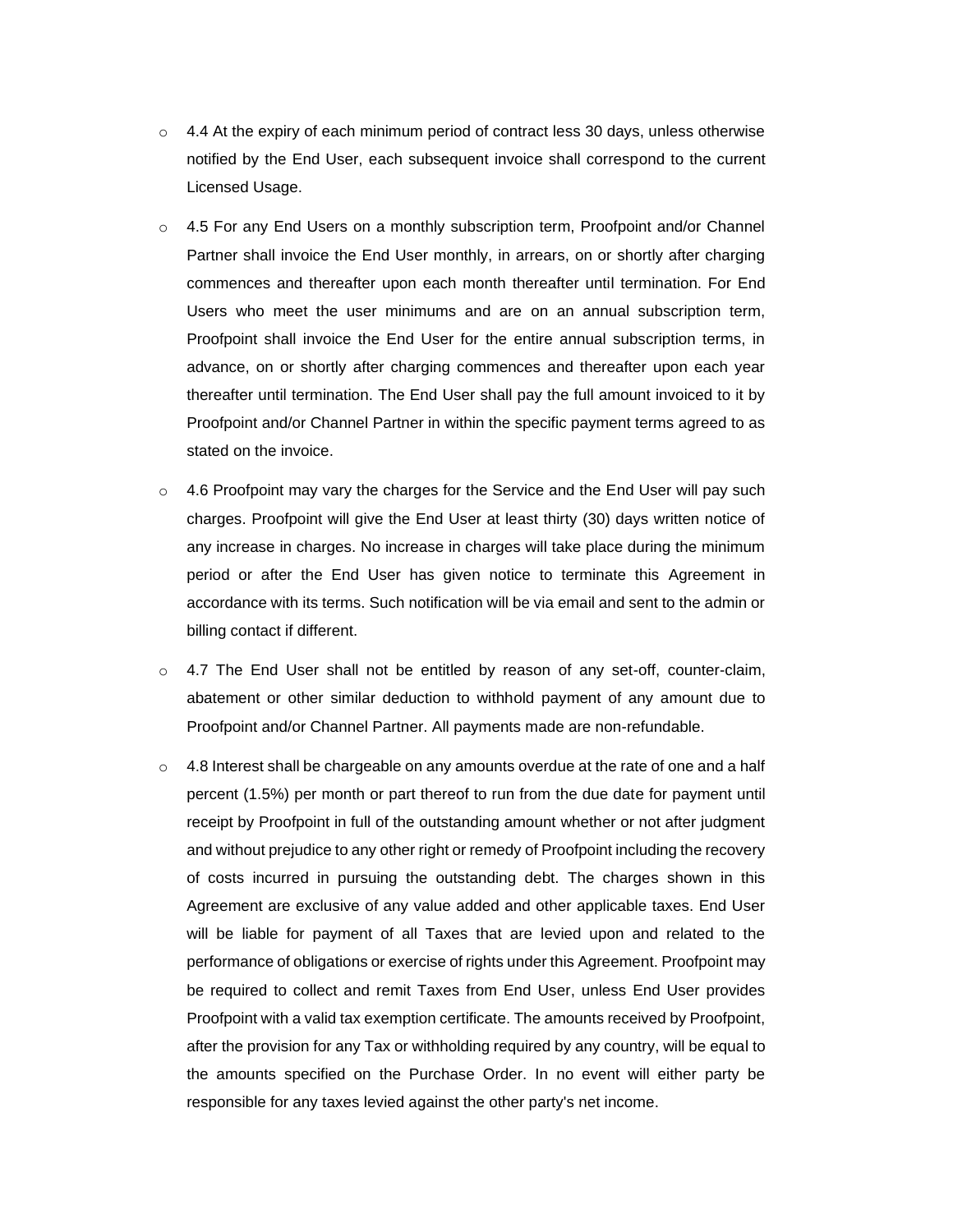- 4.4 At the expiry of each minimum period of contract less 30 days, unless otherwise notified by the End User, each subsequent invoice shall correspond to the current Licensed Usage.
- 4.5 For any End Users on a monthly subscription term, Proofpoint and/or Channel Partner shall invoice the End User monthly, in arrears, on or shortly after charging commences and thereafter upon each month thereafter until termination. For End Users who meet the user minimums and are on an annual subscription term, Proofpoint shall invoice the End User for the entire annual subscription terms, in advance, on or shortly after charging commences and thereafter upon each year thereafter until termination. The End User shall pay the full amount invoiced to it by Proofpoint and/or Channel Partner in within the specific payment terms agreed to as stated on the invoice.
- 4.6 Proofpoint may vary the charges for the Service and the End User will pay such charges. Proofpoint will give the End User at least thirty (30) days written notice of any increase in charges. No increase in charges will take place during the minimum period or after the End User has given notice to terminate this Agreement in accordance with its terms. Such notification will be via email and sent to the admin or billing contact if different.
- 4.7 The End User shall not be entitled by reason of any set-off, counter-claim, abatement or other similar deduction to withhold payment of any amount due to Proofpoint and/or Channel Partner. All payments made are non-refundable.
- 4.8 Interest shall be chargeable on any amounts overdue at the rate of one and a half percent (1.5%) per month or part thereof to run from the due date for payment until receipt by Proofpoint in full of the outstanding amount whether or not after judgment and without prejudice to any other right or remedy of Proofpoint including the recovery of costs incurred in pursuing the outstanding debt. The charges shown in this Agreement are exclusive of any value added and other applicable taxes. End User will be liable for payment of all Taxes that are levied upon and related to the performance of obligations or exercise of rights under this Agreement. Proofpoint may be required to collect and remit Taxes from End User, unless End User provides Proofpoint with a valid tax exemption certificate. The amounts received by Proofpoint, after the provision for any Tax or withholding required by any country, will be equal to the amounts specified on the Purchase Order. In no event will either party be responsible for any taxes levied against the other party's net income.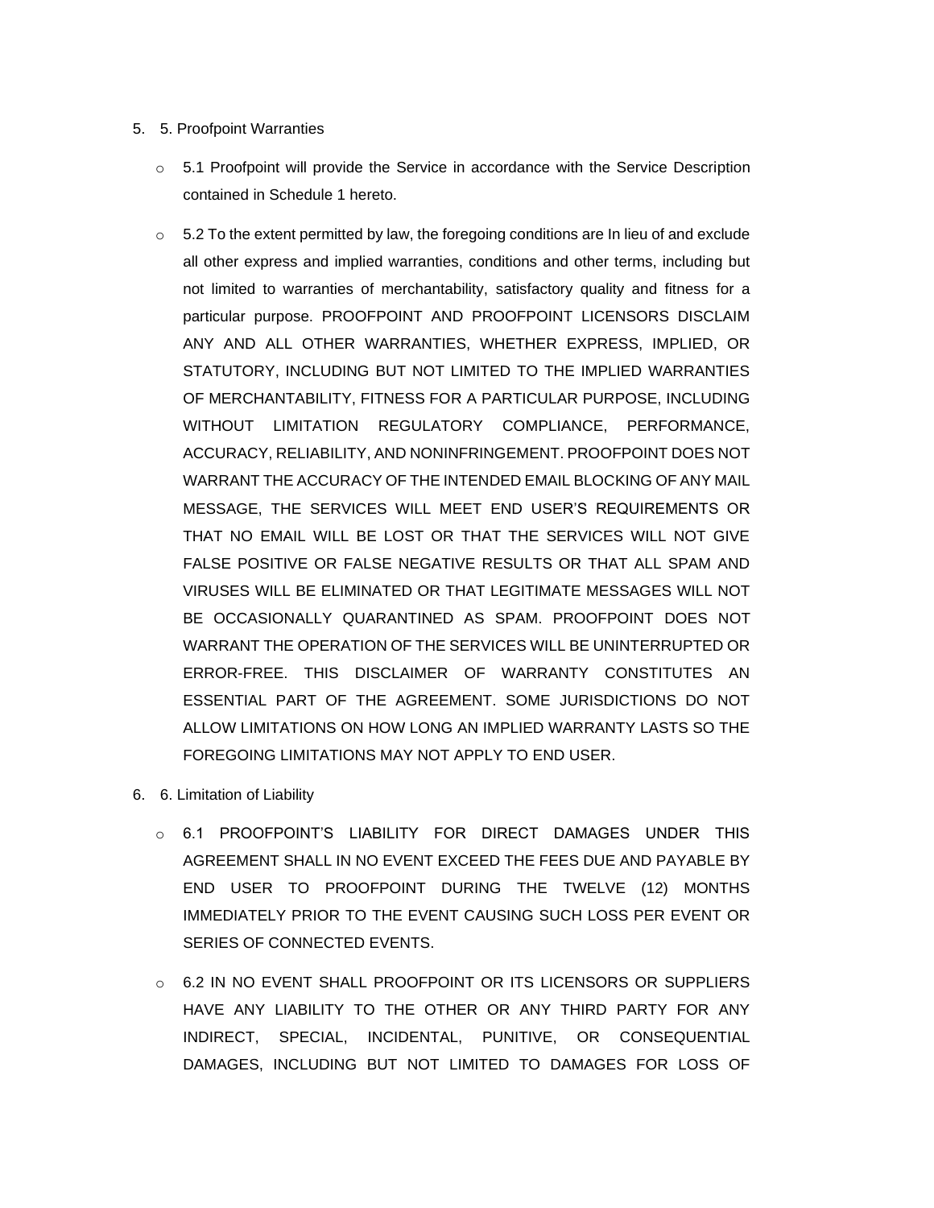5. 5. Proofpoint Warranties

   - 5.1 Proofpoint will provide the Service in accordance with the Service Description contained in Schedule 1 hereto.

   - 5.2 To the extent permitted by law, the foregoing conditions are In lieu of and exclude all other express and implied warranties, conditions and other terms, including but not limited to warranties of merchantability, satisfactory quality and fitness for a particular purpose. PROOFPOINT AND PROOFPOINT LICENSORS DISCLAIM ANY AND ALL OTHER WARRANTIES, WHETHER EXPRESS, IMPLIED, OR STATUTORY, INCLUDING BUT NOT LIMITED TO THE IMPLIED WARRANTIES OF MERCHANTABILITY, FITNESS FOR A PARTICULAR PURPOSE, INCLUDING WITHOUT LIMITATION REGULATORY COMPLIANCE, PERFORMANCE, ACCURACY, RELIABILITY, AND NONINFRINGEMENT. PROOFPOINT DOES NOT WARRANT THE ACCURACY OF THE INTENDED EMAIL BLOCKING OF ANY MAIL MESSAGE, THE SERVICES WILL MEET END USER'S REQUIREMENTS OR THAT NO EMAIL WILL BE LOST OR THAT THE SERVICES WILL NOT GIVE FALSE POSITIVE OR FALSE NEGATIVE RESULTS OR THAT ALL SPAM AND VIRUSES WILL BE ELIMINATED OR THAT LEGITIMATE MESSAGES WILL NOT BE OCCASIONALLY QUARANTINED AS SPAM. PROOFPOINT DOES NOT WARRANT THE OPERATION OF THE SERVICES WILL BE UNINTERRUPTED OR ERROR-FREE. THIS DISCLAIMER OF WARRANTY CONSTITUTES AN ESSENTIAL PART OF THE AGREEMENT. SOME JURISDICTIONS DO NOT ALLOW LIMITATIONS ON HOW LONG AN IMPLIED WARRANTY LASTS SO THE FOREGOING LIMITATIONS MAY NOT APPLY TO END USER.

6. 6. Limitation of Liability

   - 6.1 PROOFPOINT'S LIABILITY FOR DIRECT DAMAGES UNDER THIS AGREEMENT SHALL IN NO EVENT EXCEED THE FEES DUE AND PAYABLE BY END USER TO PROOFPOINT DURING THE TWELVE (12) MONTHS IMMEDIATELY PRIOR TO THE EVENT CAUSING SUCH LOSS PER EVENT OR SERIES OF CONNECTED EVENTS.

   - 6.2 IN NO EVENT SHALL PROOFPOINT OR ITS LICENSORS OR SUPPLIERS HAVE ANY LIABILITY TO THE OTHER OR ANY THIRD PARTY FOR ANY INDIRECT, SPECIAL, INCIDENTAL, PUNITIVE, OR CONSEQUENTIAL DAMAGES, INCLUDING BUT NOT LIMITED TO DAMAGES FOR LOSS OF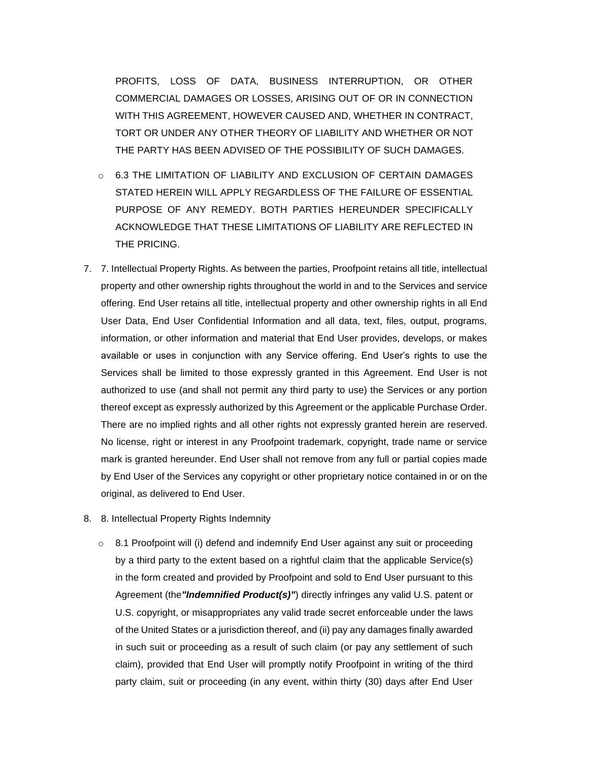PROFITS, LOSS OF DATA, BUSINESS INTERRUPTION, OR OTHER COMMERCIAL DAMAGES OR LOSSES, ARISING OUT OF OR IN CONNECTION WITH THIS AGREEMENT, HOWEVER CAUSED AND, WHETHER IN CONTRACT, TORT OR UNDER ANY OTHER THEORY OF LIABILITY AND WHETHER OR NOT THE PARTY HAS BEEN ADVISED OF THE POSSIBILITY OF SUCH DAMAGES.

- 6.3 THE LIMITATION OF LIABILITY AND EXCLUSION OF CERTAIN DAMAGES STATED HEREIN WILL APPLY REGARDLESS OF THE FAILURE OF ESSENTIAL PURPOSE OF ANY REMEDY. BOTH PARTIES HEREUNDER SPECIFICALLY ACKNOWLEDGE THAT THESE LIMITATIONS OF LIABILITY ARE REFLECTED IN THE PRICING.

7. 7. Intellectual Property Rights. As between the parties, Proofpoint retains all title, intellectual property and other ownership rights throughout the world in and to the Services and service offering. End User retains all title, intellectual property and other ownership rights in all End User Data, End User Confidential Information and all data, text, files, output, programs, information, or other information and material that End User provides, develops, or makes available or uses in conjunction with any Service offering. End User's rights to use the Services shall be limited to those expressly granted in this Agreement. End User is not authorized to use (and shall not permit any third party to use) the Services or any portion thereof except as expressly authorized by this Agreement or the applicable Purchase Order. There are no implied rights and all other rights not expressly granted herein are reserved. No license, right or interest in any Proofpoint trademark, copyright, trade name or service mark is granted hereunder. End User shall not remove from any full or partial copies made by End User of the Services any copyright or other proprietary notice contained in or on the original, as delivered to End User.

8. 8. Intellectual Property Rights Indemnity

   - 8.1 Proofpoint will (i) defend and indemnify End User against any suit or proceeding by a third party to the extent based on a rightful claim that the applicable Service(s) in the form created and provided by Proofpoint and sold to End User pursuant to this Agreement (the***"Indemnified Product(s)"***) directly infringes any valid U.S. patent or U.S. copyright, or misappropriates any valid trade secret enforceable under the laws of the United States or a jurisdiction thereof, and (ii) pay any damages finally awarded in such suit or proceeding as a result of such claim (or pay any settlement of such claim), provided that End User will promptly notify Proofpoint in writing of the third party claim, suit or proceeding (in any event, within thirty (30) days after End User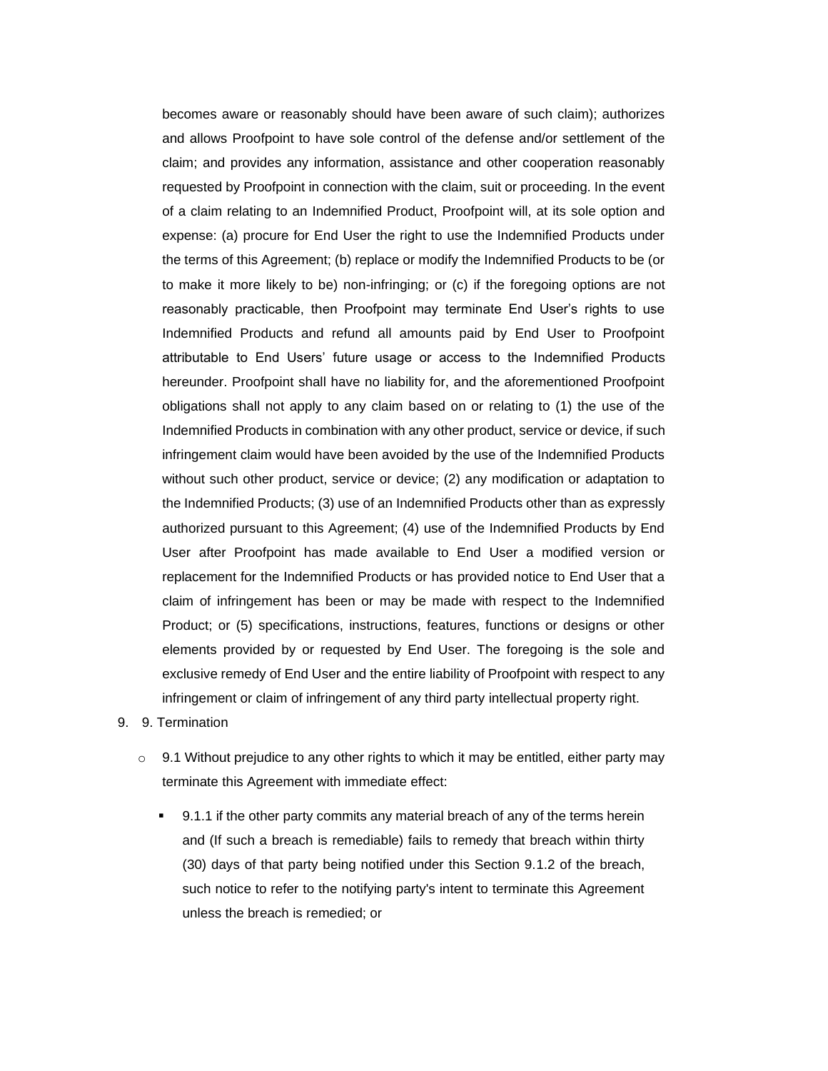becomes aware or reasonably should have been aware of such claim); authorizes and allows Proofpoint to have sole control of the defense and/or settlement of the claim; and provides any information, assistance and other cooperation reasonably requested by Proofpoint in connection with the claim, suit or proceeding. In the event of a claim relating to an Indemnified Product, Proofpoint will, at its sole option and expense: (a) procure for End User the right to use the Indemnified Products under the terms of this Agreement; (b) replace or modify the Indemnified Products to be (or to make it more likely to be) non-infringing; or (c) if the foregoing options are not reasonably practicable, then Proofpoint may terminate End User's rights to use Indemnified Products and refund all amounts paid by End User to Proofpoint attributable to End Users' future usage or access to the Indemnified Products hereunder. Proofpoint shall have no liability for, and the aforementioned Proofpoint obligations shall not apply to any claim based on or relating to (1) the use of the Indemnified Products in combination with any other product, service or device, if such infringement claim would have been avoided by the use of the Indemnified Products without such other product, service or device; (2) any modification or adaptation to the Indemnified Products; (3) use of an Indemnified Products other than as expressly authorized pursuant to this Agreement; (4) use of the Indemnified Products by End User after Proofpoint has made available to End User a modified version or replacement for the Indemnified Products or has provided notice to End User that a claim of infringement has been or may be made with respect to the Indemnified Product; or (5) specifications, instructions, features, functions or designs or other elements provided by or requested by End User. The foregoing is the sole and exclusive remedy of End User and the entire liability of Proofpoint with respect to any infringement or claim of infringement of any third party intellectual property right.

9. 9. Termination
   - 9.1 Without prejudice to any other rights to which it may be entitled, either party may terminate this Agreement with immediate effect:
     - 9.1.1 if the other party commits any material breach of any of the terms herein and (If such a breach is remediable) fails to remedy that breach within thirty (30) days of that party being notified under this Section 9.1.2 of the breach, such notice to refer to the notifying party's intent to terminate this Agreement unless the breach is remedied; or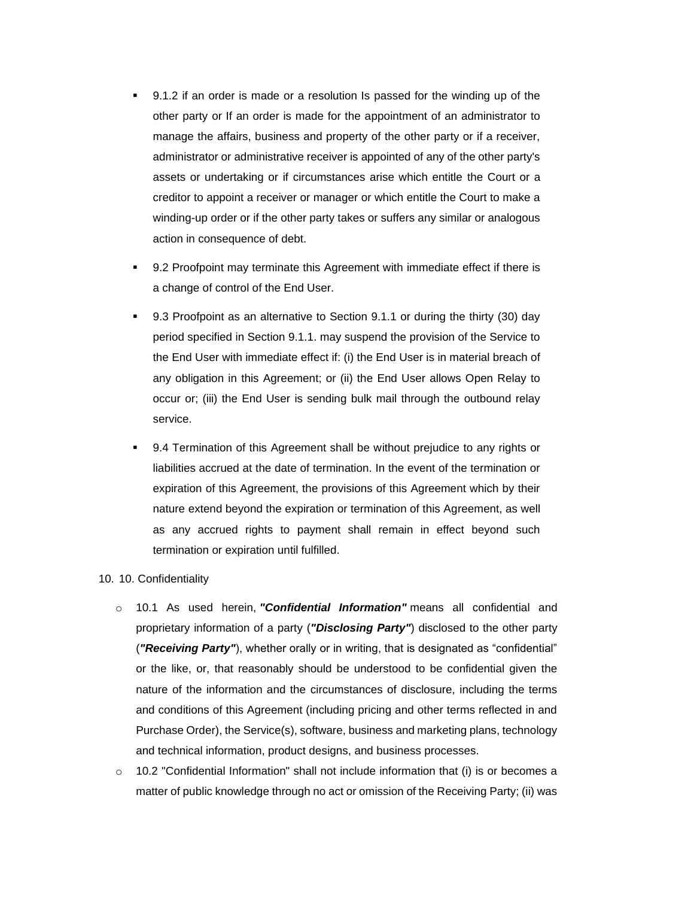- 9.1.2 if an order is made or a resolution Is passed for the winding up of the other party or If an order is made for the appointment of an administrator to manage the affairs, business and property of the other party or if a receiver, administrator or administrative receiver is appointed of any of the other party's assets or undertaking or if circumstances arise which entitle the Court or a creditor to appoint a receiver or manager or which entitle the Court to make a winding-up order or if the other party takes or suffers any similar or analogous action in consequence of debt.
- 9.2 Proofpoint may terminate this Agreement with immediate effect if there is a change of control of the End User.
- 9.3 Proofpoint as an alternative to Section 9.1.1 or during the thirty (30) day period specified in Section 9.1.1. may suspend the provision of the Service to the End User with immediate effect if: (i) the End User is in material breach of any obligation in this Agreement; or (ii) the End User allows Open Relay to occur or; (iii) the End User is sending bulk mail through the outbound relay service.
- 9.4 Termination of this Agreement shall be without prejudice to any rights or liabilities accrued at the date of termination. In the event of the termination or expiration of this Agreement, the provisions of this Agreement which by their nature extend beyond the expiration or termination of this Agreement, as well as any accrued rights to payment shall remain in effect beyond such termination or expiration until fulfilled.

10. 10. Confidentiality

   - 10.1 As used herein, ***"Confidential Information"*** means all confidential and proprietary information of a party (***"Disclosing Party"***) disclosed to the other party (***"Receiving Party"***), whether orally or in writing, that is designated as “confidential” or the like, or, that reasonably should be understood to be confidential given the nature of the information and the circumstances of disclosure, including the terms and conditions of this Agreement (including pricing and other terms reflected in and Purchase Order), the Service(s), software, business and marketing plans, technology and technical information, product designs, and business processes.
   - 10.2 "Confidential Information" shall not include information that (i) is or becomes a matter of public knowledge through no act or omission of the Receiving Party; (ii) was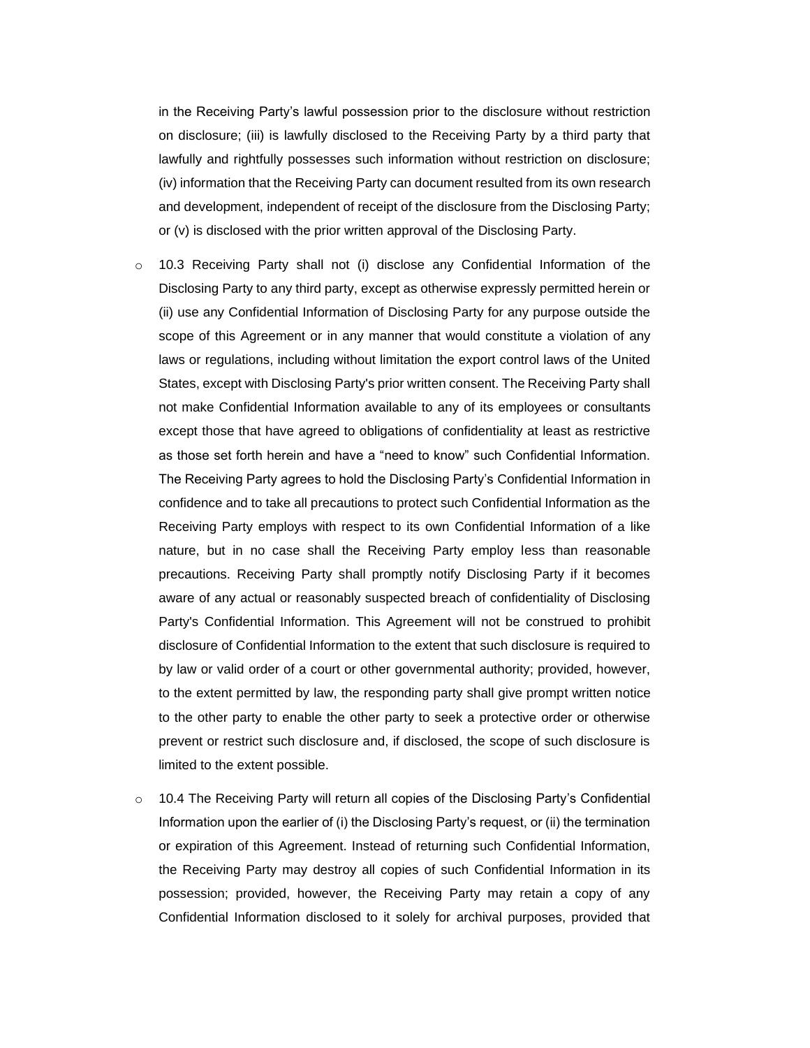in the Receiving Party's lawful possession prior to the disclosure without restriction on disclosure; (iii) is lawfully disclosed to the Receiving Party by a third party that lawfully and rightfully possesses such information without restriction on disclosure; (iv) information that the Receiving Party can document resulted from its own research and development, independent of receipt of the disclosure from the Disclosing Party; or (v) is disclosed with the prior written approval of the Disclosing Party.

- 10.3 Receiving Party shall not (i) disclose any Confidential Information of the Disclosing Party to any third party, except as otherwise expressly permitted herein or (ii) use any Confidential Information of Disclosing Party for any purpose outside the scope of this Agreement or in any manner that would constitute a violation of any laws or regulations, including without limitation the export control laws of the United States, except with Disclosing Party's prior written consent. The Receiving Party shall not make Confidential Information available to any of its employees or consultants except those that have agreed to obligations of confidentiality at least as restrictive as those set forth herein and have a "need to know" such Confidential Information. The Receiving Party agrees to hold the Disclosing Party's Confidential Information in confidence and to take all precautions to protect such Confidential Information as the Receiving Party employs with respect to its own Confidential Information of a like nature, but in no case shall the Receiving Party employ less than reasonable precautions. Receiving Party shall promptly notify Disclosing Party if it becomes aware of any actual or reasonably suspected breach of confidentiality of Disclosing Party's Confidential Information. This Agreement will not be construed to prohibit disclosure of Confidential Information to the extent that such disclosure is required to by law or valid order of a court or other governmental authority; provided, however, to the extent permitted by law, the responding party shall give prompt written notice to the other party to enable the other party to seek a protective order or otherwise prevent or restrict such disclosure and, if disclosed, the scope of such disclosure is limited to the extent possible.

- 10.4 The Receiving Party will return all copies of the Disclosing Party's Confidential Information upon the earlier of (i) the Disclosing Party's request, or (ii) the termination or expiration of this Agreement. Instead of returning such Confidential Information, the Receiving Party may destroy all copies of such Confidential Information in its possession; provided, however, the Receiving Party may retain a copy of any Confidential Information disclosed to it solely for archival purposes, provided that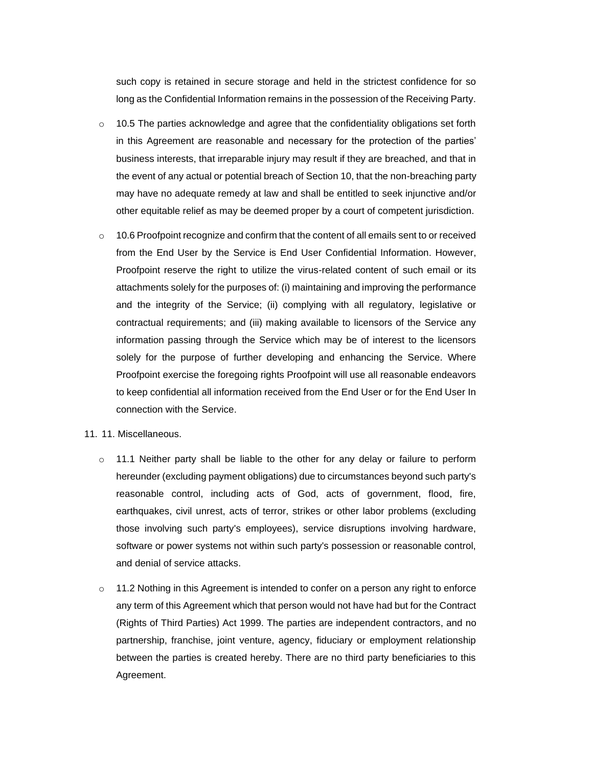such copy is retained in secure storage and held in the strictest confidence for so long as the Confidential Information remains in the possession of the Receiving Party.

- 10.5 The parties acknowledge and agree that the confidentiality obligations set forth in this Agreement are reasonable and necessary for the protection of the parties' business interests, that irreparable injury may result if they are breached, and that in the event of any actual or potential breach of Section 10, that the non-breaching party may have no adequate remedy at law and shall be entitled to seek injunctive and/or other equitable relief as may be deemed proper by a court of competent jurisdiction.
- 10.6 Proofpoint recognize and confirm that the content of all emails sent to or received from the End User by the Service is End User Confidential Information. However, Proofpoint reserve the right to utilize the virus-related content of such email or its attachments solely for the purposes of: (i) maintaining and improving the performance and the integrity of the Service; (ii) complying with all regulatory, legislative or contractual requirements; and (iii) making available to licensors of the Service any information passing through the Service which may be of interest to the licensors solely for the purpose of further developing and enhancing the Service. Where Proofpoint exercise the foregoing rights Proofpoint will use all reasonable endeavors to keep confidential all information received from the End User or for the End User In connection with the Service.

11. 11. Miscellaneous.

- 11.1 Neither party shall be liable to the other for any delay or failure to perform hereunder (excluding payment obligations) due to circumstances beyond such party's reasonable control, including acts of God, acts of government, flood, fire, earthquakes, civil unrest, acts of terror, strikes or other labor problems (excluding those involving such party's employees), service disruptions involving hardware, software or power systems not within such party's possession or reasonable control, and denial of service attacks.
- 11.2 Nothing in this Agreement is intended to confer on a person any right to enforce any term of this Agreement which that person would not have had but for the Contract (Rights of Third Parties) Act 1999. The parties are independent contractors, and no partnership, franchise, joint venture, agency, fiduciary or employment relationship between the parties is created hereby. There are no third party beneficiaries to this Agreement.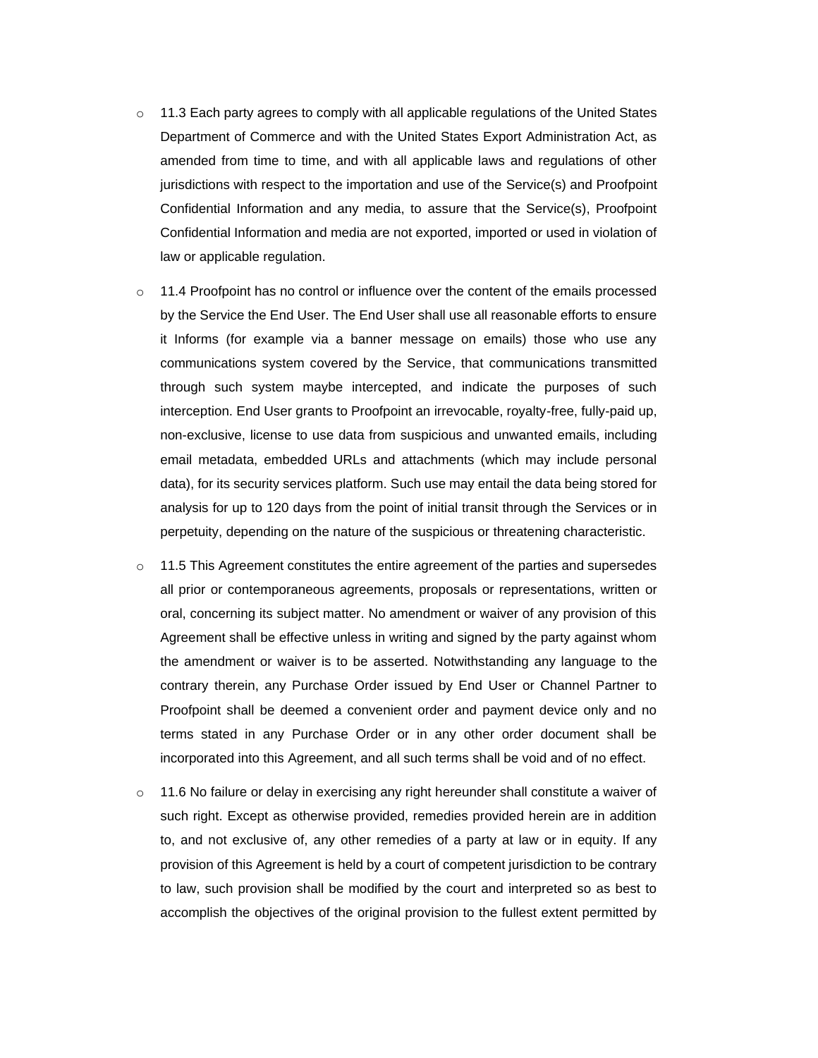- 11.3 Each party agrees to comply with all applicable regulations of the United States Department of Commerce and with the United States Export Administration Act, as amended from time to time, and with all applicable laws and regulations of other jurisdictions with respect to the importation and use of the Service(s) and Proofpoint Confidential Information and any media, to assure that the Service(s), Proofpoint Confidential Information and media are not exported, imported or used in violation of law or applicable regulation.
- 11.4 Proofpoint has no control or influence over the content of the emails processed by the Service the End User. The End User shall use all reasonable efforts to ensure it Informs (for example via a banner message on emails) those who use any communications system covered by the Service, that communications transmitted through such system maybe intercepted, and indicate the purposes of such interception. End User grants to Proofpoint an irrevocable, royalty-free, fully-paid up, non-exclusive, license to use data from suspicious and unwanted emails, including email metadata, embedded URLs and attachments (which may include personal data), for its security services platform. Such use may entail the data being stored for analysis for up to 120 days from the point of initial transit through the Services or in perpetuity, depending on the nature of the suspicious or threatening characteristic.
- 11.5 This Agreement constitutes the entire agreement of the parties and supersedes all prior or contemporaneous agreements, proposals or representations, written or oral, concerning its subject matter. No amendment or waiver of any provision of this Agreement shall be effective unless in writing and signed by the party against whom the amendment or waiver is to be asserted. Notwithstanding any language to the contrary therein, any Purchase Order issued by End User or Channel Partner to Proofpoint shall be deemed a convenient order and payment device only and no terms stated in any Purchase Order or in any other order document shall be incorporated into this Agreement, and all such terms shall be void and of no effect.
- 11.6 No failure or delay in exercising any right hereunder shall constitute a waiver of such right. Except as otherwise provided, remedies provided herein are in addition to, and not exclusive of, any other remedies of a party at law or in equity. If any provision of this Agreement is held by a court of competent jurisdiction to be contrary to law, such provision shall be modified by the court and interpreted so as best to accomplish the objectives of the original provision to the fullest extent permitted by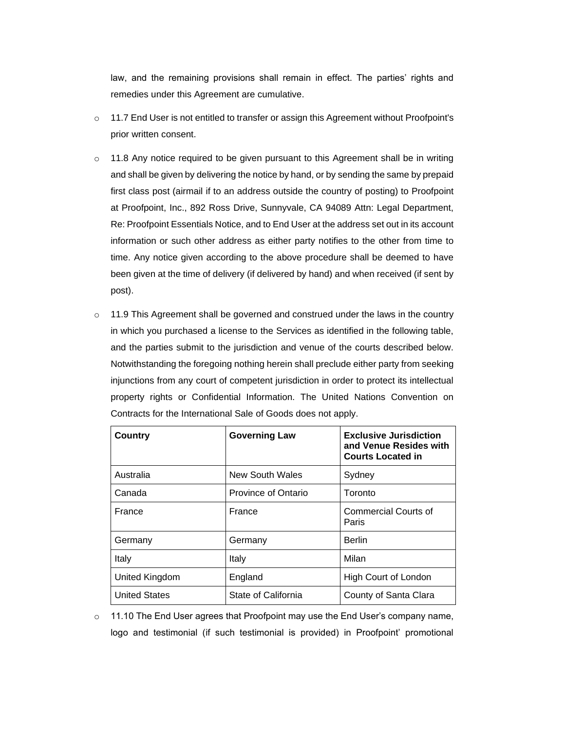law, and the remaining provisions shall remain in effect. The parties' rights and remedies under this Agreement are cumulative.

- 11.7 End User is not entitled to transfer or assign this Agreement without Proofpoint's prior written consent.
- 11.8 Any notice required to be given pursuant to this Agreement shall be in writing and shall be given by delivering the notice by hand, or by sending the same by prepaid first class post (airmail if to an address outside the country of posting) to Proofpoint at Proofpoint, Inc., 892 Ross Drive, Sunnyvale, CA 94089 Attn: Legal Department, Re: Proofpoint Essentials Notice, and to End User at the address set out in its account information or such other address as either party notifies to the other from time to time. Any notice given according to the above procedure shall be deemed to have been given at the time of delivery (if delivered by hand) and when received (if sent by post).
- 11.9 This Agreement shall be governed and construed under the laws in the country in which you purchased a license to the Services as identified in the following table, and the parties submit to the jurisdiction and venue of the courts described below. Notwithstanding the foregoing nothing herein shall preclude either party from seeking injunctions from any court of competent jurisdiction in order to protect its intellectual property rights or Confidential Information. The United Nations Convention on Contracts for the International Sale of Goods does not apply.

| **Country** | **Governing Law** | **Exclusive Jurisdiction and Venue Resides with Courts Located in** |
|---|---|---|
| Australia | New South Wales | Sydney |
| Canada | Province of Ontario | Toronto |
| France | France | Commercial Courts of Paris |
| Germany | Germany | Berlin |
| Italy | Italy | Milan |
| United Kingdom | England | High Court of London |
| United States | State of California | County of Santa Clara |

- 11.10 The End User agrees that Proofpoint may use the End User's company name, logo and testimonial (if such testimonial is provided) in Proofpoint' promotional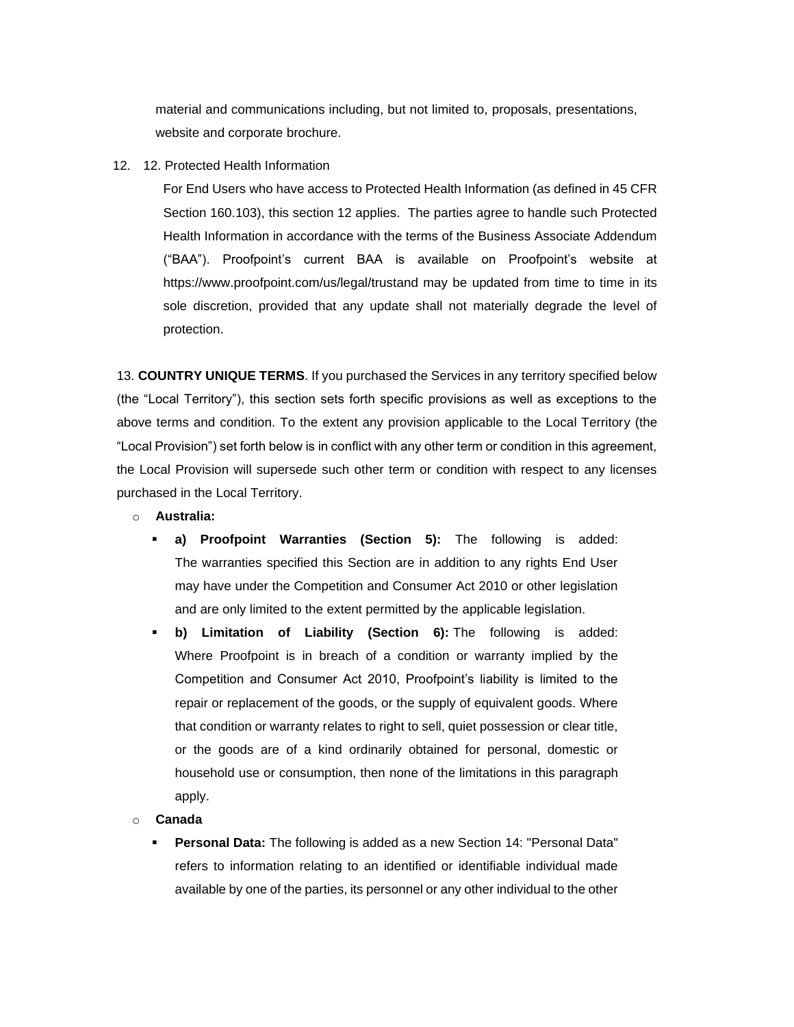material and communications including, but not limited to, proposals, presentations, website and corporate brochure.

12. 12. Protected Health Information

For End Users who have access to Protected Health Information (as defined in 45 CFR Section 160.103), this section 12 applies. The parties agree to handle such Protected Health Information in accordance with the terms of the Business Associate Addendum ("BAA"). Proofpoint's current BAA is available on Proofpoint's website at https://www.proofpoint.com/us/legal/trustand may be updated from time to time in its sole discretion, provided that any update shall not materially degrade the level of protection.

13. **COUNTRY UNIQUE TERMS**. If you purchased the Services in any territory specified below (the "Local Territory"), this section sets forth specific provisions as well as exceptions to the above terms and condition. To the extent any provision applicable to the Local Territory (the "Local Provision") set forth below is in conflict with any other term or condition in this agreement, the Local Provision will supersede such other term or condition with respect to any licenses purchased in the Local Territory.

- **Australia:**
  - **a) Proofpoint Warranties (Section 5):** The following is added: The warranties specified this Section are in addition to any rights End User may have under the Competition and Consumer Act 2010 or other legislation and are only limited to the extent permitted by the applicable legislation.
  - **b) Limitation of Liability (Section 6):** The following is added: Where Proofpoint is in breach of a condition or warranty implied by the Competition and Consumer Act 2010, Proofpoint's liability is limited to the repair or replacement of the goods, or the supply of equivalent goods. Where that condition or warranty relates to right to sell, quiet possession or clear title, or the goods are of a kind ordinarily obtained for personal, domestic or household use or consumption, then none of the limitations in this paragraph apply.
- **Canada**
  - **Personal Data:** The following is added as a new Section 14: "Personal Data" refers to information relating to an identified or identifiable individual made available by one of the parties, its personnel or any other individual to the other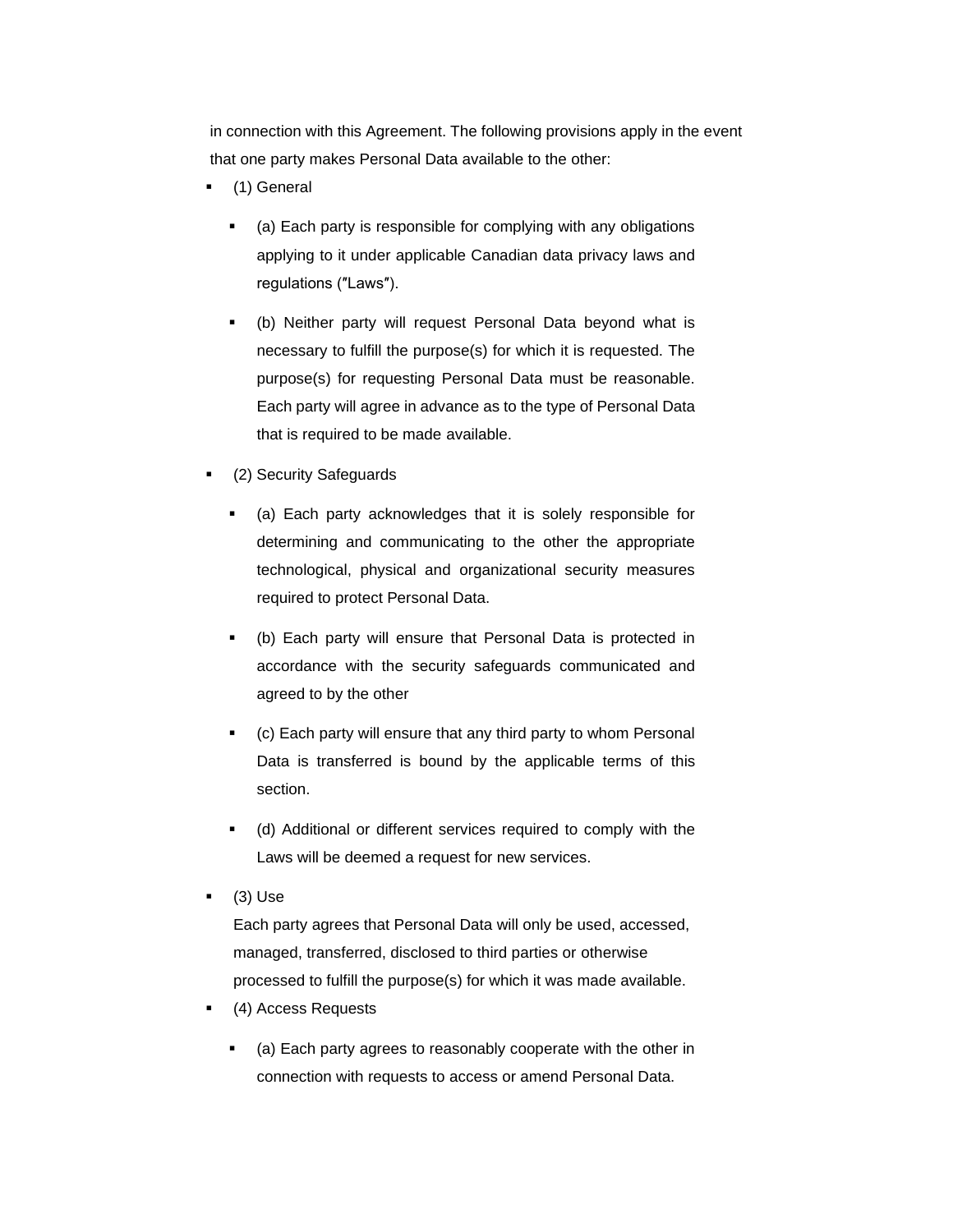in connection with this Agreement. The following provisions apply in the event that one party makes Personal Data available to the other:

- (1) General
  - (a) Each party is responsible for complying with any obligations applying to it under applicable Canadian data privacy laws and regulations ("Laws").
  - (b) Neither party will request Personal Data beyond what is necessary to fulfill the purpose(s) for which it is requested. The purpose(s) for requesting Personal Data must be reasonable. Each party will agree in advance as to the type of Personal Data that is required to be made available.
- (2) Security Safeguards
  - (a) Each party acknowledges that it is solely responsible for determining and communicating to the other the appropriate technological, physical and organizational security measures required to protect Personal Data.
  - (b) Each party will ensure that Personal Data is protected in accordance with the security safeguards communicated and agreed to by the other
  - (c) Each party will ensure that any third party to whom Personal Data is transferred is bound by the applicable terms of this section.
  - (d) Additional or different services required to comply with the Laws will be deemed a request for new services.
- (3) Use

  Each party agrees that Personal Data will only be used, accessed, managed, transferred, disclosed to third parties or otherwise processed to fulfill the purpose(s) for which it was made available.
- (4) Access Requests
  - (a) Each party agrees to reasonably cooperate with the other in connection with requests to access or amend Personal Data.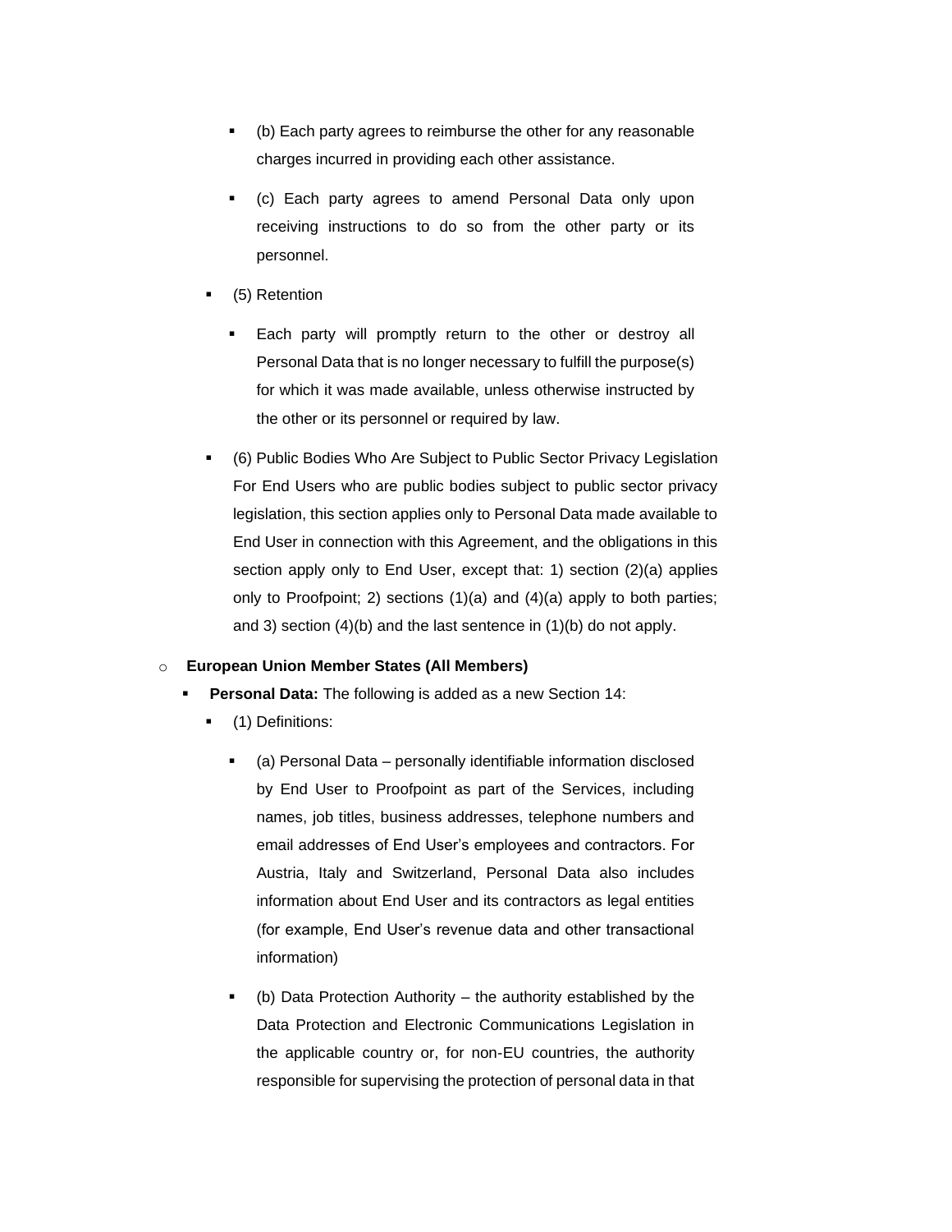- (b) Each party agrees to reimburse the other for any reasonable charges incurred in providing each other assistance.
        - (c) Each party agrees to amend Personal Data only upon receiving instructions to do so from the other party or its personnel.
      - (5) Retention
        - Each party will promptly return to the other or destroy all Personal Data that is no longer necessary to fulfill the purpose(s) for which it was made available, unless otherwise instructed by the other or its personnel or required by law.
      - (6) Public Bodies Who Are Subject to Public Sector Privacy Legislation For End Users who are public bodies subject to public sector privacy legislation, this section applies only to Personal Data made available to End User in connection with this Agreement, and the obligations in this section apply only to End User, except that: 1) section (2)(a) applies only to Proofpoint; 2) sections (1)(a) and (4)(a) apply to both parties; and 3) section (4)(b) and the last sentence in (1)(b) do not apply.

- **European Union Member States (All Members)**
  - **Personal Data:** The following is added as a new Section 14:
    - (1) Definitions:
      - (a) Personal Data – personally identifiable information disclosed by End User to Proofpoint as part of the Services, including names, job titles, business addresses, telephone numbers and email addresses of End User's employees and contractors. For Austria, Italy and Switzerland, Personal Data also includes information about End User and its contractors as legal entities (for example, End User's revenue data and other transactional information)
      - (b) Data Protection Authority – the authority established by the Data Protection and Electronic Communications Legislation in the applicable country or, for non-EU countries, the authority responsible for supervising the protection of personal data in that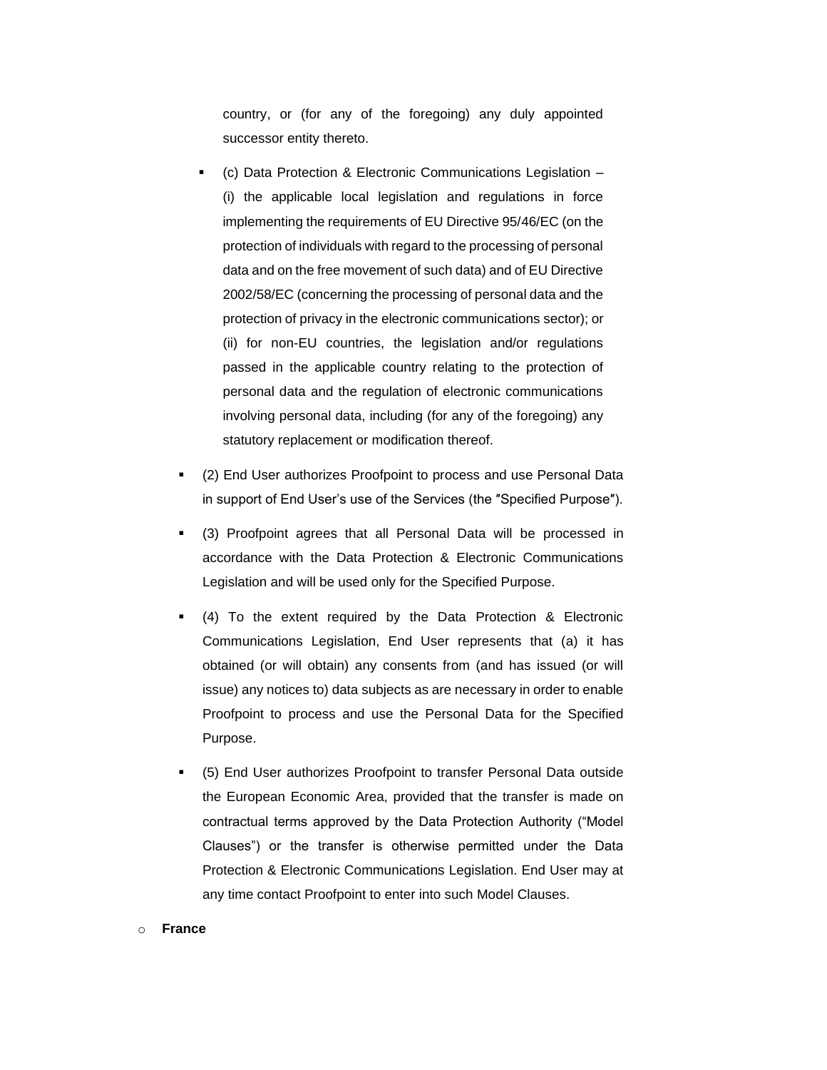country, or (for any of the foregoing) any duly appointed successor entity thereto.

  - (c) Data Protection & Electronic Communications Legislation – (i) the applicable local legislation and regulations in force implementing the requirements of EU Directive 95/46/EC (on the protection of individuals with regard to the processing of personal data and on the free movement of such data) and of EU Directive 2002/58/EC (concerning the processing of personal data and the protection of privacy in the electronic communications sector); or (ii) for non-EU countries, the legislation and/or regulations passed in the applicable country relating to the protection of personal data and the regulation of electronic communications involving personal data, including (for any of the foregoing) any statutory replacement or modification thereof.

- (2) End User authorizes Proofpoint to process and use Personal Data in support of End User's use of the Services (the ″Specified Purpose″).
- (3) Proofpoint agrees that all Personal Data will be processed in accordance with the Data Protection & Electronic Communications Legislation and will be used only for the Specified Purpose.
- (4) To the extent required by the Data Protection & Electronic Communications Legislation, End User represents that (a) it has obtained (or will obtain) any consents from (and has issued (or will issue) any notices to) data subjects as are necessary in order to enable Proofpoint to process and use the Personal Data for the Specified Purpose.
- (5) End User authorizes Proofpoint to transfer Personal Data outside the European Economic Area, provided that the transfer is made on contractual terms approved by the Data Protection Authority ("Model Clauses") or the transfer is otherwise permitted under the Data Protection & Electronic Communications Legislation. End User may at any time contact Proofpoint to enter into such Model Clauses.

- **France**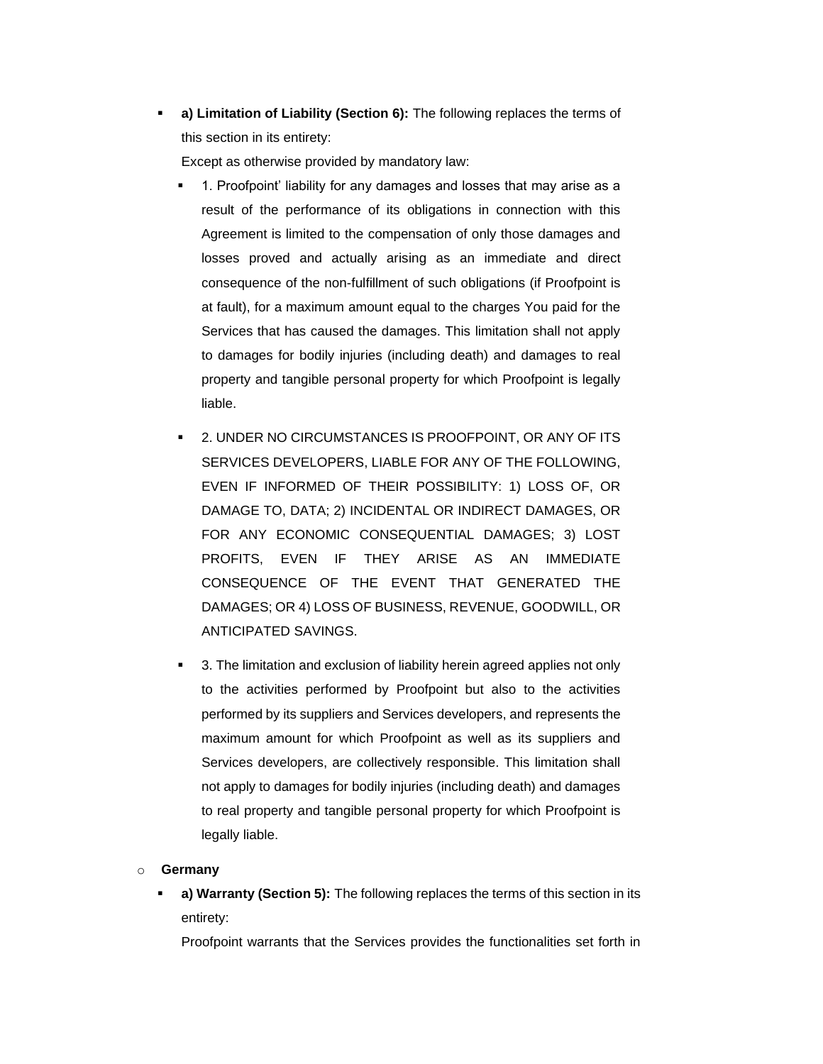- **a) Limitation of Liability (Section 6):** The following replaces the terms of this section in its entirety:

  Except as otherwise provided by mandatory law:

  - 1. Proofpoint' liability for any damages and losses that may arise as a result of the performance of its obligations in connection with this Agreement is limited to the compensation of only those damages and losses proved and actually arising as an immediate and direct consequence of the non-fulfillment of such obligations (if Proofpoint is at fault), for a maximum amount equal to the charges You paid for the Services that has caused the damages. This limitation shall not apply to damages for bodily injuries (including death) and damages to real property and tangible personal property for which Proofpoint is legally liable.

  - 2. UNDER NO CIRCUMSTANCES IS PROOFPOINT, OR ANY OF ITS SERVICES DEVELOPERS, LIABLE FOR ANY OF THE FOLLOWING, EVEN IF INFORMED OF THEIR POSSIBILITY: 1) LOSS OF, OR DAMAGE TO, DATA; 2) INCIDENTAL OR INDIRECT DAMAGES, OR FOR ANY ECONOMIC CONSEQUENTIAL DAMAGES; 3) LOST PROFITS, EVEN IF THEY ARISE AS AN IMMEDIATE CONSEQUENCE OF THE EVENT THAT GENERATED THE DAMAGES; OR 4) LOSS OF BUSINESS, REVENUE, GOODWILL, OR ANTICIPATED SAVINGS.

  - 3. The limitation and exclusion of liability herein agreed applies not only to the activities performed by Proofpoint but also to the activities performed by its suppliers and Services developers, and represents the maximum amount for which Proofpoint as well as its suppliers and Services developers, are collectively responsible. This limitation shall not apply to damages for bodily injuries (including death) and damages to real property and tangible personal property for which Proofpoint is legally liable.

- **Germany**

  - **a) Warranty (Section 5):** The following replaces the terms of this section in its entirety:

    Proofpoint warrants that the Services provides the functionalities set forth in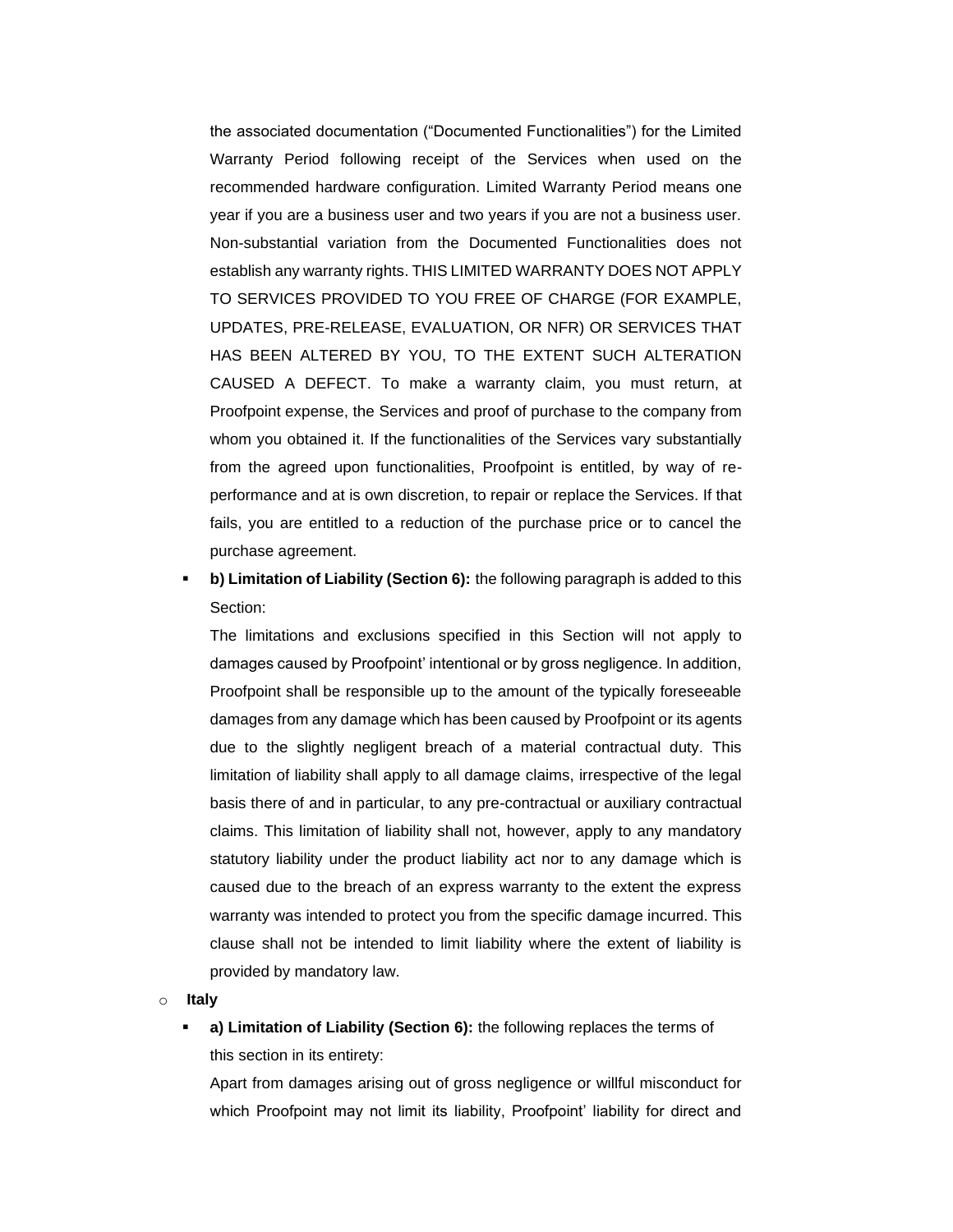the associated documentation ("Documented Functionalities") for the Limited Warranty Period following receipt of the Services when used on the recommended hardware configuration. Limited Warranty Period means one year if you are a business user and two years if you are not a business user. Non-substantial variation from the Documented Functionalities does not establish any warranty rights. THIS LIMITED WARRANTY DOES NOT APPLY TO SERVICES PROVIDED TO YOU FREE OF CHARGE (FOR EXAMPLE, UPDATES, PRE-RELEASE, EVALUATION, OR NFR) OR SERVICES THAT HAS BEEN ALTERED BY YOU, TO THE EXTENT SUCH ALTERATION CAUSED A DEFECT. To make a warranty claim, you must return, at Proofpoint expense, the Services and proof of purchase to the company from whom you obtained it. If the functionalities of the Services vary substantially from the agreed upon functionalities, Proofpoint is entitled, by way of re-performance and at is own discretion, to repair or replace the Services. If that fails, you are entitled to a reduction of the purchase price or to cancel the purchase agreement.

- **b) Limitation of Liability (Section 6):** the following paragraph is added to this Section:

  The limitations and exclusions specified in this Section will not apply to damages caused by Proofpoint' intentional or by gross negligence. In addition, Proofpoint shall be responsible up to the amount of the typically foreseeable damages from any damage which has been caused by Proofpoint or its agents due to the slightly negligent breach of a material contractual duty. This limitation of liability shall apply to all damage claims, irrespective of the legal basis there of and in particular, to any pre-contractual or auxiliary contractual claims. This limitation of liability shall not, however, apply to any mandatory statutory liability under the product liability act nor to any damage which is caused due to the breach of an express warranty to the extent the express warranty was intended to protect you from the specific damage incurred. This clause shall not be intended to limit liability where the extent of liability is provided by mandatory law.

- **Italy**
  - **a) Limitation of Liability (Section 6):** the following replaces the terms of this section in its entirety:

    Apart from damages arising out of gross negligence or willful misconduct for which Proofpoint may not limit its liability, Proofpoint' liability for direct and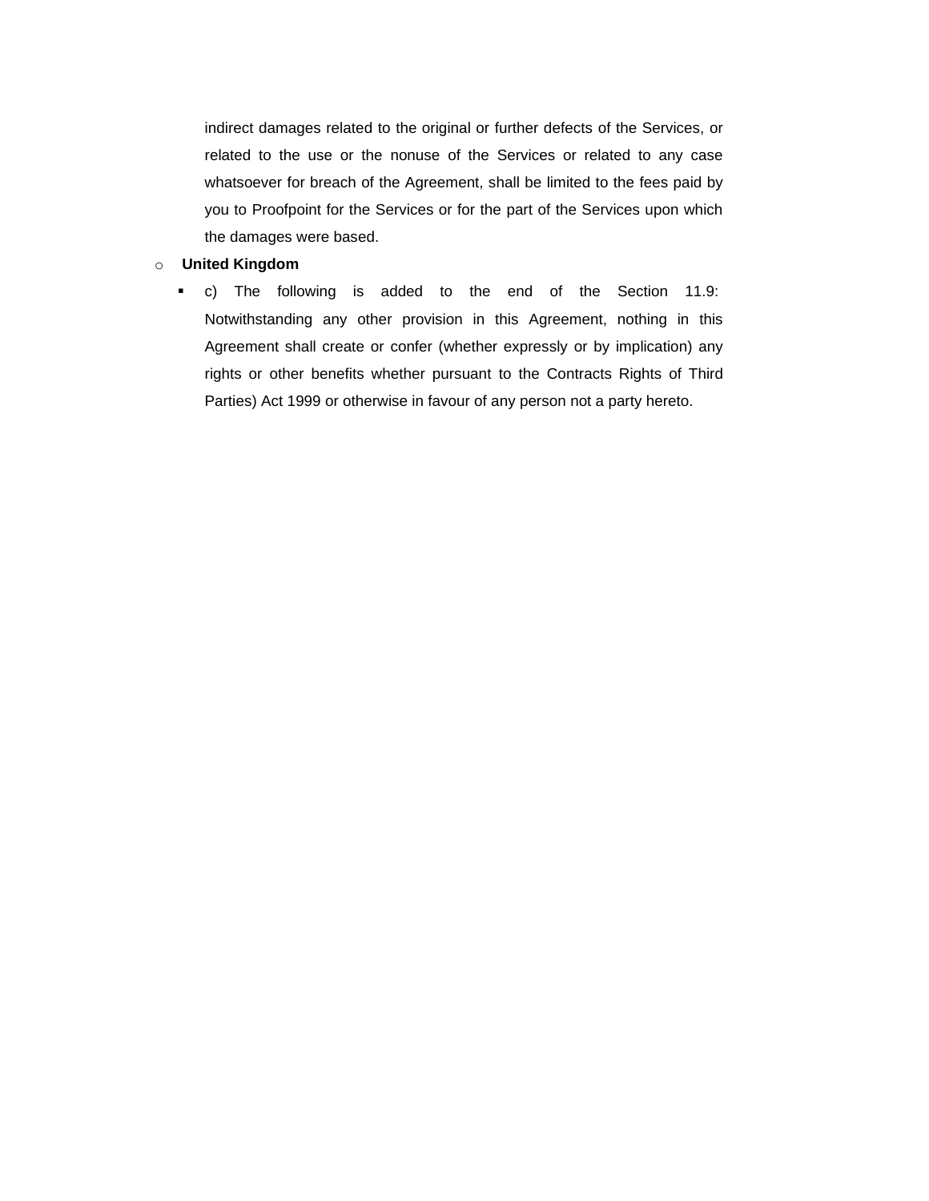indirect damages related to the original or further defects of the Services, or related to the use or the nonuse of the Services or related to any case whatsoever for breach of the Agreement, shall be limited to the fees paid by you to Proofpoint for the Services or for the part of the Services upon which the damages were based.

- **United Kingdom**
  - c) The following is added to the end of the Section 11.9: Notwithstanding any other provision in this Agreement, nothing in this Agreement shall create or confer (whether expressly or by implication) any rights or other benefits whether pursuant to the Contracts Rights of Third Parties) Act 1999 or otherwise in favour of any person not a party hereto.